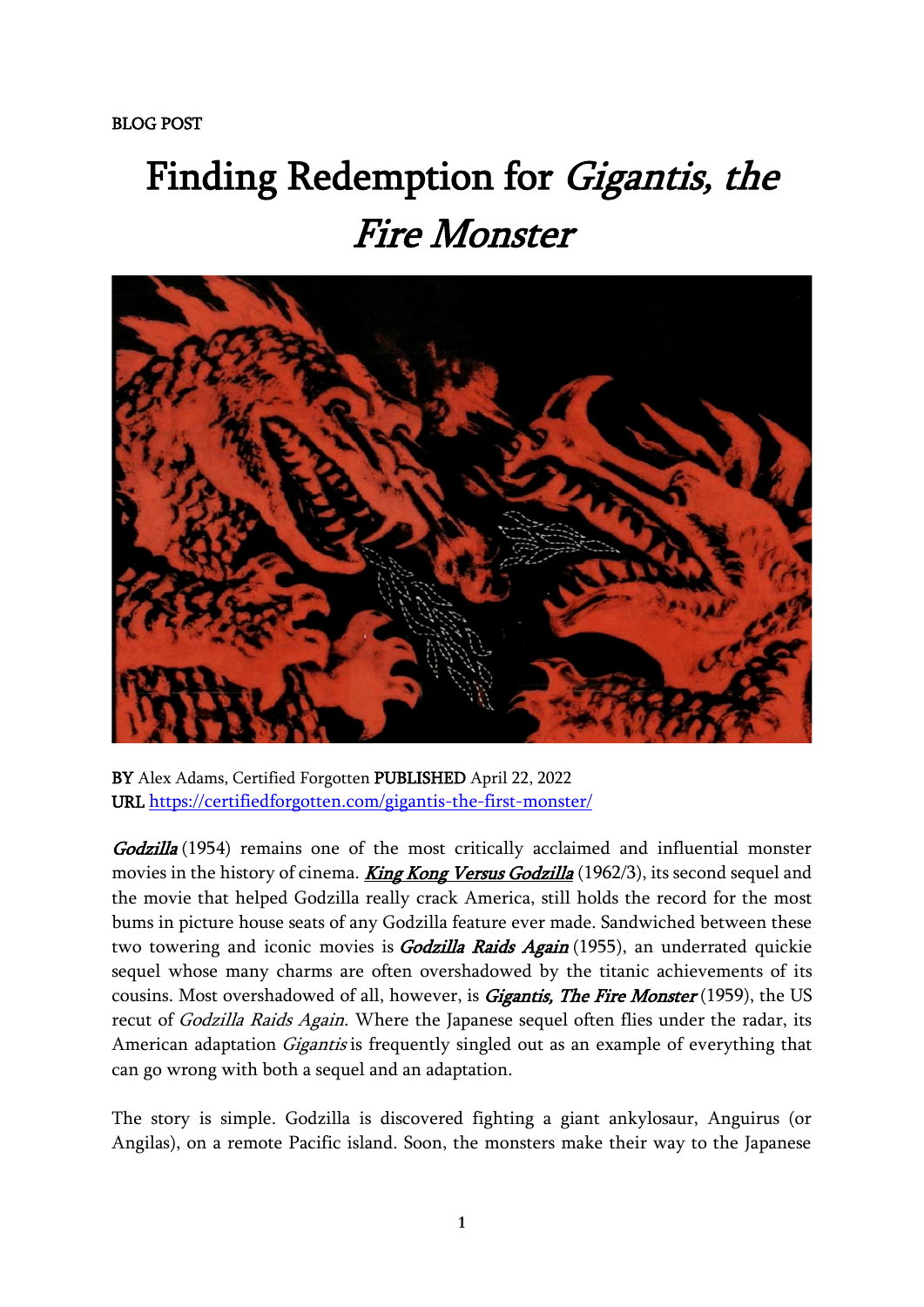BLOG POST

# Finding Redemption for *Gigantis, the Fire Monster*

**BY** Alex Adams, Certified Forgotten **PUBLISHED** April 22, 2022
**URL** https://certifiedforgotten.com/gigantis-the-first-monster/

***Godzilla*** (1954) remains one of the most critically acclaimed and influential monster movies in the history of cinema. [***King Kong Versus Godzilla***](#) (1962/3), its second sequel and the movie that helped Godzilla really crack America, still holds the record for the most bums in picture house seats of any Godzilla feature ever made. Sandwiched between these two towering and iconic movies is ***Godzilla Raids Again*** (1955), an underrated quickie sequel whose many charms are often overshadowed by the titanic achievements of its cousins. Most overshadowed of all, however, is ***Gigantis, The Fire Monster*** (1959), the US recut of *Godzilla Raids Again*. Where the Japanese sequel often flies under the radar, its American adaptation *Gigantis* is frequently singled out as an example of everything that can go wrong with both a sequel and an adaptation.

The story is simple. Godzilla is discovered fighting a giant ankylosaur, Anguirus (or Angilas), on a remote Pacific island. Soon, the monsters make their way to the Japanese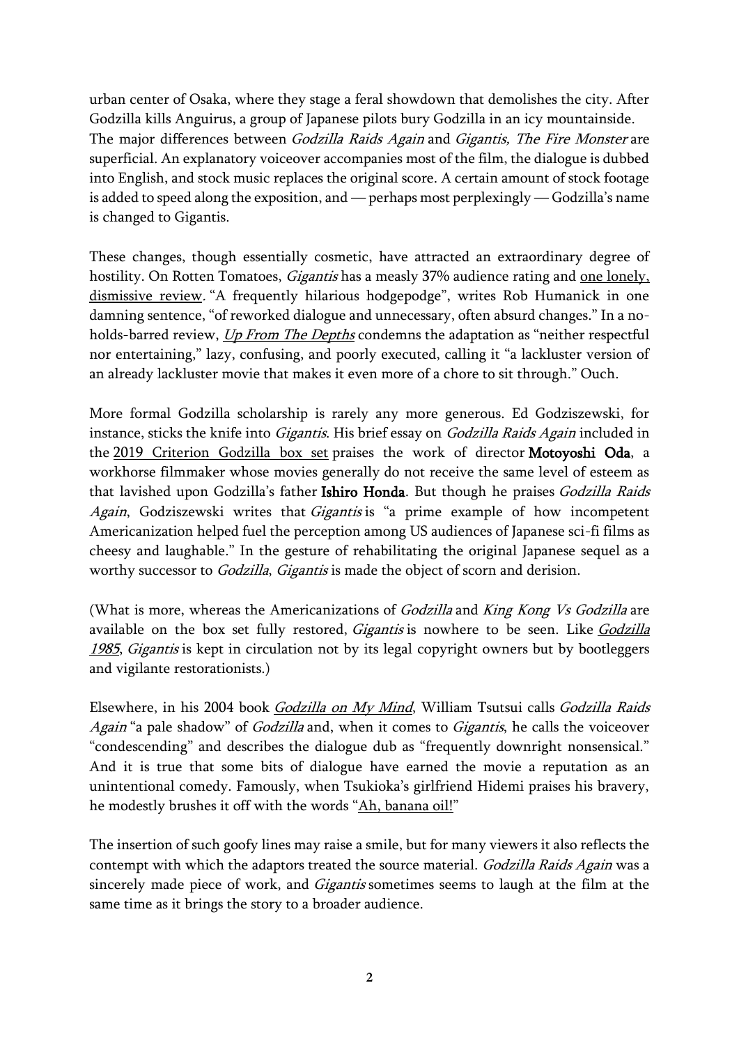urban center of Osaka, where they stage a feral showdown that demolishes the city. After Godzilla kills Anguirus, a group of Japanese pilots bury Godzilla in an icy mountainside. The major differences between *Godzilla Raids Again* and *Gigantis, The Fire Monster* are superficial. An explanatory voiceover accompanies most of the film, the dialogue is dubbed into English, and stock music replaces the original score. A certain amount of stock footage is added to speed along the exposition, and — perhaps most perplexingly — Godzilla's name is changed to Gigantis.

These changes, though essentially cosmetic, have attracted an extraordinary degree of hostility. On Rotten Tomatoes, *Gigantis* has a measly 37% audience rating and one lonely, dismissive review. "A frequently hilarious hodgepodge", writes Rob Humanick in one damning sentence, "of reworked dialogue and unnecessary, often absurd changes." In a no-holds-barred review, *Up From The Depths* condemns the adaptation as "neither respectful nor entertaining," lazy, confusing, and poorly executed, calling it "a lackluster version of an already lackluster movie that makes it even more of a chore to sit through." Ouch.

More formal Godzilla scholarship is rarely any more generous. Ed Godziszewski, for instance, sticks the knife into *Gigantis*. His brief essay on *Godzilla Raids Again* included in the 2019 Criterion Godzilla box set praises the work of director **Motoyoshi Oda**, a workhorse filmmaker whose movies generally do not receive the same level of esteem as that lavished upon Godzilla's father **Ishiro Honda**. But though he praises *Godzilla Raids Again*, Godziszewski writes that *Gigantis* is "a prime example of how incompetent Americanization helped fuel the perception among US audiences of Japanese sci-fi films as cheesy and laughable." In the gesture of rehabilitating the original Japanese sequel as a worthy successor to *Godzilla*, *Gigantis* is made the object of scorn and derision.

(What is more, whereas the Americanizations of *Godzilla* and *King Kong Vs Godzilla* are available on the box set fully restored, *Gigantis* is nowhere to be seen. Like *Godzilla 1985*, *Gigantis* is kept in circulation not by its legal copyright owners but by bootleggers and vigilante restorationists.)

Elsewhere, in his 2004 book *Godzilla on My Mind*, William Tsutsui calls *Godzilla Raids Again* "a pale shadow" of *Godzilla* and, when it comes to *Gigantis*, he calls the voiceover "condescending" and describes the dialogue dub as "frequently downright nonsensical." And it is true that some bits of dialogue have earned the movie a reputation as an unintentional comedy. Famously, when Tsukioka's girlfriend Hidemi praises his bravery, he modestly brushes it off with the words "Ah, banana oil!"

The insertion of such goofy lines may raise a smile, but for many viewers it also reflects the contempt with which the adaptors treated the source material. *Godzilla Raids Again* was a sincerely made piece of work, and *Gigantis* sometimes seems to laugh at the film at the same time as it brings the story to a broader audience.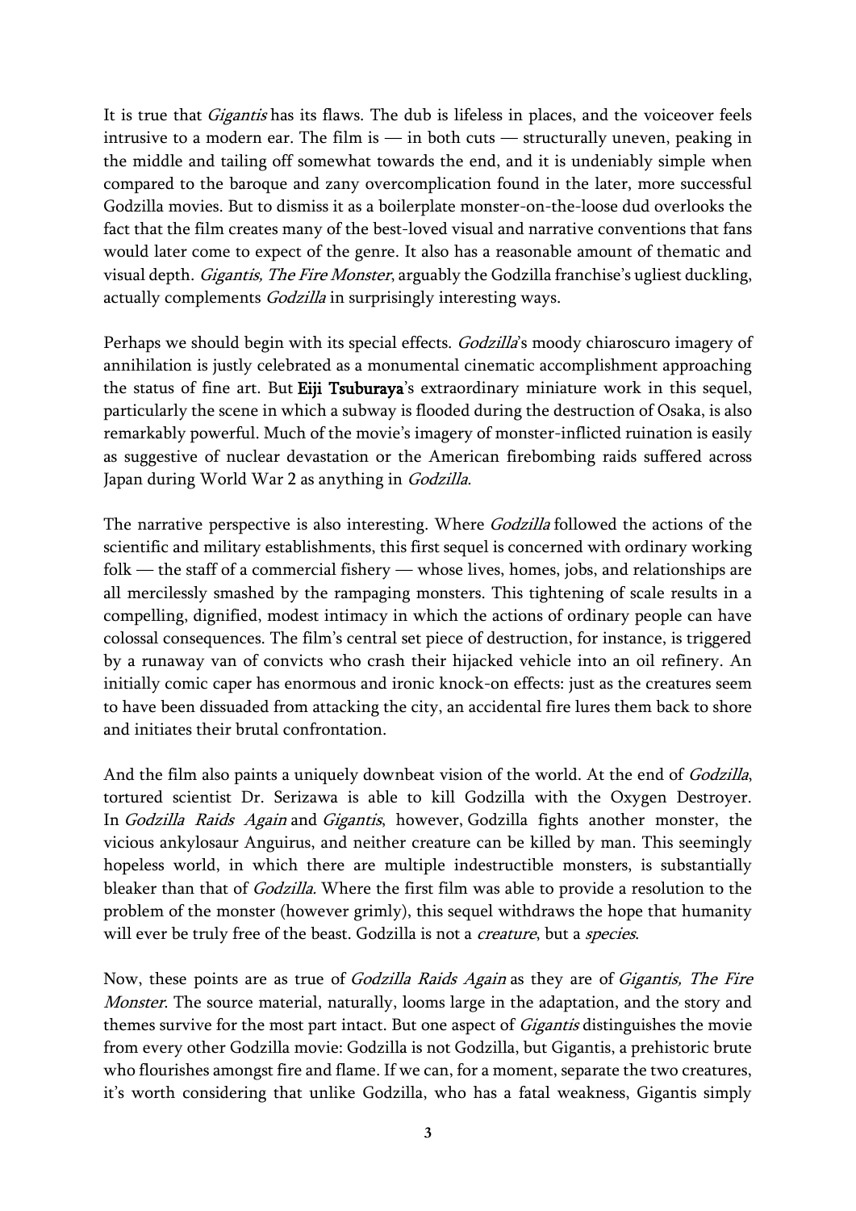It is true that *Gigantis* has its flaws. The dub is lifeless in places, and the voiceover feels intrusive to a modern ear. The film is — in both cuts — structurally uneven, peaking in the middle and tailing off somewhat towards the end, and it is undeniably simple when compared to the baroque and zany overcomplication found in the later, more successful Godzilla movies. But to dismiss it as a boilerplate monster-on-the-loose dud overlooks the fact that the film creates many of the best-loved visual and narrative conventions that fans would later come to expect of the genre. It also has a reasonable amount of thematic and visual depth. *Gigantis, The Fire Monster*, arguably the Godzilla franchise's ugliest duckling, actually complements *Godzilla* in surprisingly interesting ways.

Perhaps we should begin with its special effects. *Godzilla*'s moody chiaroscuro imagery of annihilation is justly celebrated as a monumental cinematic accomplishment approaching the status of fine art. But **Eiji Tsuburaya**'s extraordinary miniature work in this sequel, particularly the scene in which a subway is flooded during the destruction of Osaka, is also remarkably powerful. Much of the movie's imagery of monster-inflicted ruination is easily as suggestive of nuclear devastation or the American firebombing raids suffered across Japan during World War 2 as anything in *Godzilla*.

The narrative perspective is also interesting. Where *Godzilla* followed the actions of the scientific and military establishments, this first sequel is concerned with ordinary working folk — the staff of a commercial fishery — whose lives, homes, jobs, and relationships are all mercilessly smashed by the rampaging monsters. This tightening of scale results in a compelling, dignified, modest intimacy in which the actions of ordinary people can have colossal consequences. The film's central set piece of destruction, for instance, is triggered by a runaway van of convicts who crash their hijacked vehicle into an oil refinery. An initially comic caper has enormous and ironic knock-on effects: just as the creatures seem to have been dissuaded from attacking the city, an accidental fire lures them back to shore and initiates their brutal confrontation.

And the film also paints a uniquely downbeat vision of the world. At the end of *Godzilla*, tortured scientist Dr. Serizawa is able to kill Godzilla with the Oxygen Destroyer. In *Godzilla Raids Again* and *Gigantis*, however, Godzilla fights another monster, the vicious ankylosaur Anguirus, and neither creature can be killed by man. This seemingly hopeless world, in which there are multiple indestructible monsters, is substantially bleaker than that of *Godzilla.* Where the first film was able to provide a resolution to the problem of the monster (however grimly), this sequel withdraws the hope that humanity will ever be truly free of the beast. Godzilla is not a *creature*, but a *species*.

Now, these points are as true of *Godzilla Raids Again* as they are of *Gigantis, The Fire Monster*. The source material, naturally, looms large in the adaptation, and the story and themes survive for the most part intact. But one aspect of *Gigantis* distinguishes the movie from every other Godzilla movie: Godzilla is not Godzilla, but Gigantis, a prehistoric brute who flourishes amongst fire and flame. If we can, for a moment, separate the two creatures, it's worth considering that unlike Godzilla, who has a fatal weakness, Gigantis simply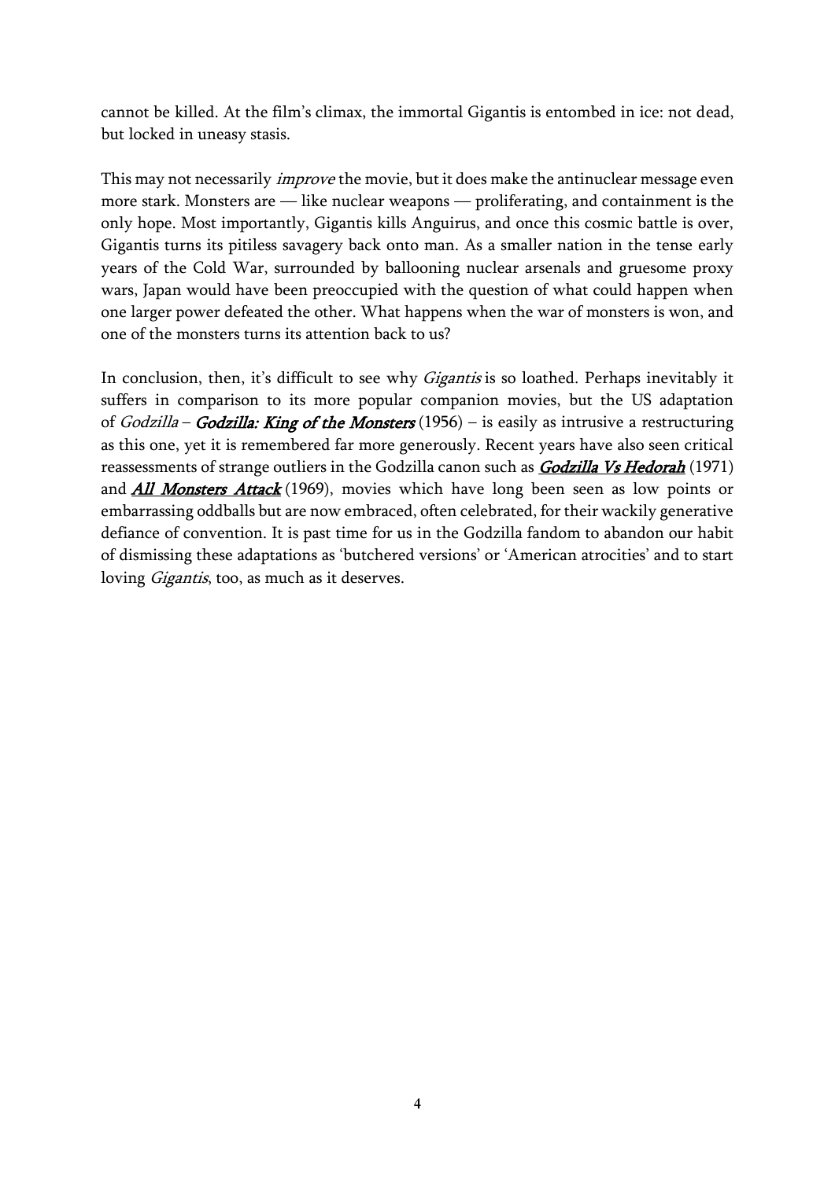cannot be killed. At the film's climax, the immortal Gigantis is entombed in ice: not dead, but locked in uneasy stasis.

This may not necessarily *improve* the movie, but it does make the antinuclear message even more stark. Monsters are — like nuclear weapons — proliferating, and containment is the only hope. Most importantly, Gigantis kills Anguirus, and once this cosmic battle is over, Gigantis turns its pitiless savagery back onto man. As a smaller nation in the tense early years of the Cold War, surrounded by ballooning nuclear arsenals and gruesome proxy wars, Japan would have been preoccupied with the question of what could happen when one larger power defeated the other. What happens when the war of monsters is won, and one of the monsters turns its attention back to us?

In conclusion, then, it's difficult to see why *Gigantis* is so loathed. Perhaps inevitably it suffers in comparison to its more popular companion movies, but the US adaptation of *Godzilla* – ***Godzilla: King of the Monsters*** (1956) – is easily as intrusive a restructuring as this one, yet it is remembered far more generously. Recent years have also seen critical reassessments of strange outliers in the Godzilla canon such as ***Godzilla Vs Hedorah*** (1971) and ***All Monsters Attack*** (1969), movies which have long been seen as low points or embarrassing oddballs but are now embraced, often celebrated, for their wackily generative defiance of convention. It is past time for us in the Godzilla fandom to abandon our habit of dismissing these adaptations as 'butchered versions' or 'American atrocities' and to start loving *Gigantis*, too, as much as it deserves.